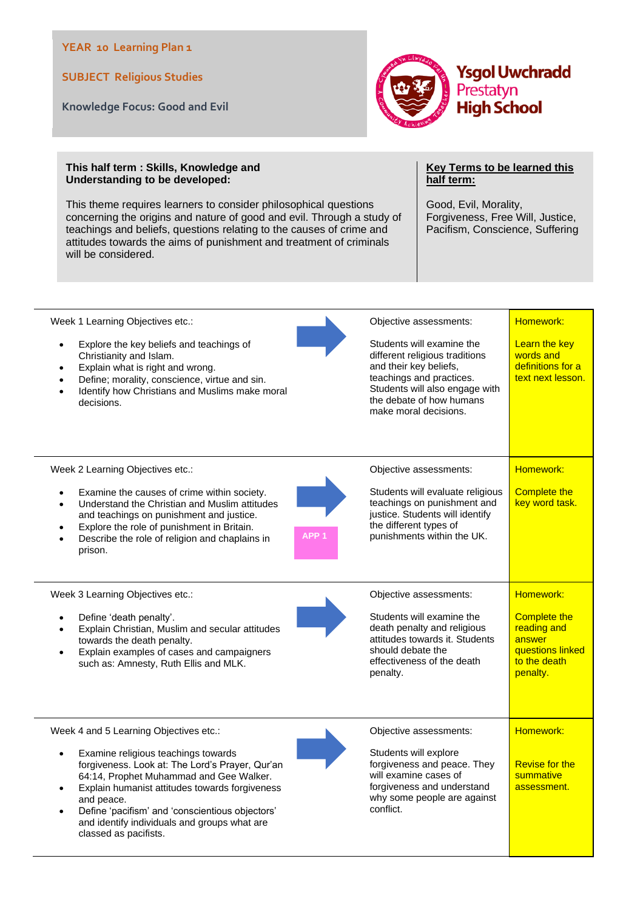**YEAR 10 Learning Plan 1**

**SUBJECT Religious Studies**

**Knowledge Focus: Good and Evil**

Ysgol Uwchradd Prestatyn High School

**This half term : Skills, Knowledge and Understanding to be developed:**

This theme requires learners to consider philosophical questions concerning the origins and nature of good and evil. Through a study of teachings and beliefs, questions relating to the causes of crime and attitudes towards the aims of punishment and treatment of criminals will be considered.

**Key Terms to be learned this half term:**

Good, Evil, Morality, Forgiveness, Free Will, Justice, Pacifism, Conscience, Suffering

| Learning Objectives | | Objective assessments | Homework |
|---|---|---|---|
| Week 1 Learning Objectives etc.:<br><br>• Explore the key beliefs and teachings of Christianity and Islam.<br>• Explain what is right and wrong.<br>• Define; morality, conscience, virtue and sin.<br>• Identify how Christians and Muslims make moral decisions. | | Objective assessments:<br><br>Students will examine the different religious traditions and their key beliefs, teachings and practices. Students will also engage with the debate of how humans make moral decisions. | Homework:<br><br>Learn the key words and definitions for a text next lesson. |
| Week 2 Learning Objectives etc.:<br><br>• Examine the causes of crime within society.<br>• Understand the Christian and Muslim attitudes and teachings on punishment and justice.<br>• Explore the role of punishment in Britain.<br>• Describe the role of religion and chaplains in prison. | APP 1 | Objective assessments:<br><br>Students will evaluate religious teachings on punishment and justice. Students will identify the different types of punishments within the UK. | Homework:<br><br>Complete the key word task. |
| Week 3 Learning Objectives etc.:<br><br>• Define 'death penalty'.<br>• Explain Christian, Muslim and secular attitudes towards the death penalty.<br>• Explain examples of cases and campaigners such as: Amnesty, Ruth Ellis and MLK. | | Objective assessments:<br><br>Students will examine the death penalty and religious attitudes towards it. Students should debate the effectiveness of the death penalty. | Homework:<br><br>Complete the reading and answer questions linked to the death penalty. |
| Week 4 and 5 Learning Objectives etc.:<br><br>• Examine religious teachings towards forgiveness. Look at: The Lord's Prayer, Qur'an 64:14, Prophet Muhammad and Gee Walker.<br>• Explain humanist attitudes towards forgiveness and peace.<br>• Define 'pacifism' and 'conscientious objectors' and identify individuals and groups what are classed as pacifists. | | Objective assessments:<br><br>Students will explore forgiveness and peace. They will examine cases of forgiveness and understand why some people are against conflict. | Homework:<br><br>Revise for the summative assessment. |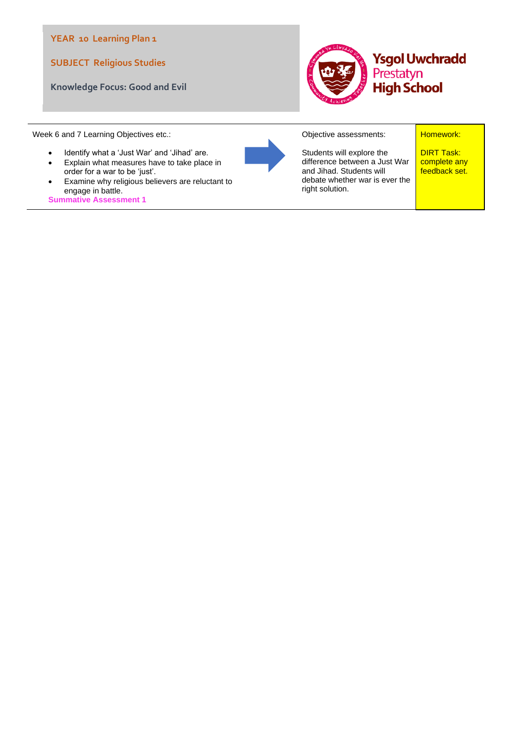**YEAR 10 Learning Plan 1**

**SUBJECT Religious Studies**

**Knowledge Focus: Good and Evil**

Ysgol Uwchradd Prestatyn High School

| Week 6 and 7 Learning Objectives etc.: | Objective assessments: | Homework: |
|---|---|---|
| • Identify what a 'Just War' and 'Jihad' are.<br>• Explain what measures have to take place in order for a war to be 'just'.<br>• Examine why religious believers are reluctant to engage in battle.<br>**Summative Assessment 1** | Students will explore the difference between a Just War and Jihad. Students will debate whether war is ever the right solution. | DIRT Task: complete any feedback set. |